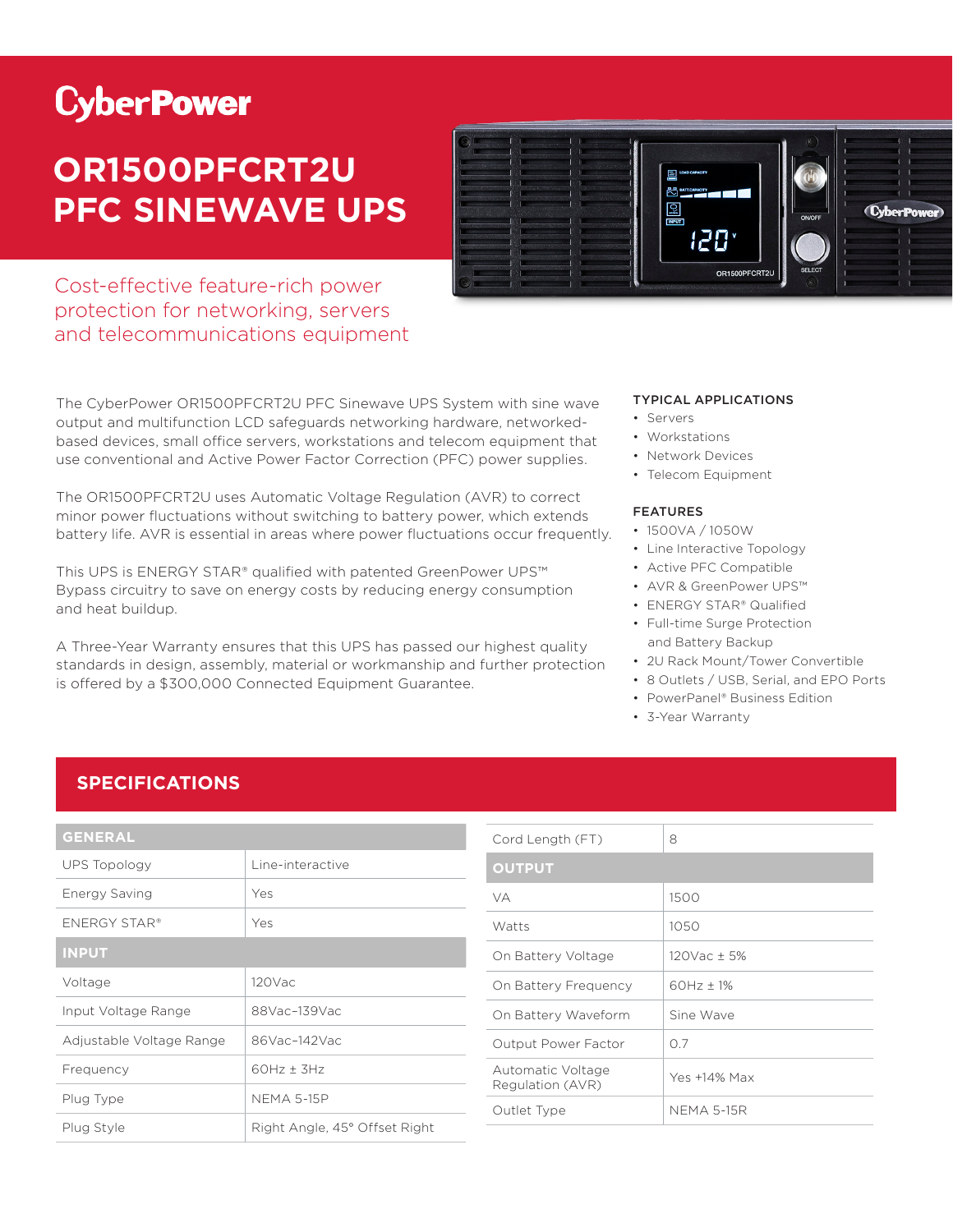# CyberPower

# OR1500PFCRT2U PFC SINEWAVE UPS

## Cost-effective feature-rich power protection for networking, servers and telecommunications equipment

The CyberPower OR1500PFCRT2U PFC Sinewave UPS System with sine wave output and multifunction LCD safeguards networking hardware, networked-based devices, small office servers, workstations and telecom equipment that use conventional and Active Power Factor Correction (PFC) power supplies.

The OR1500PFCRT2U uses Automatic Voltage Regulation (AVR) to correct minor power fluctuations without switching to battery power, which extends battery life. AVR is essential in areas where power fluctuations occur frequently.

This UPS is ENERGY STAR® qualified with patented GreenPower UPS™ Bypass circuitry to save on energy costs by reducing energy consumption and heat buildup.

A Three-Year Warranty ensures that this UPS has passed our highest quality standards in design, assembly, material or workmanship and further protection is offered by a $300,000 Connected Equipment Guarantee.

### TYPICAL APPLICATIONS

- Servers
- Workstations
- Network Devices
- Telecom Equipment

### FEATURES

- 1500VA / 1050W
- Line Interactive Topology
- Active PFC Compatible
- AVR & GreenPower UPS™
- ENERGY STAR® Qualified
- Full-time Surge Protection and Battery Backup
- 2U Rack Mount/Tower Convertible
- 8 Outlets / USB, Serial, and EPO Ports
- PowerPanel® Business Edition
- 3-Year Warranty

## SPECIFICATIONS

| GENERAL | |
|---|---|
| UPS Topology | Line-interactive |
| Energy Saving | Yes |
| ENERGY STAR® | Yes |
| **INPUT** | |
| Voltage | 120Vac |
| Input Voltage Range | 88Vac–139Vac |
| Adjustable Voltage Range | 86Vac–142Vac |
| Frequency | 60Hz ± 3Hz |
| Plug Type | NEMA 5-15P |
| Plug Style | Right Angle, 45° Offset Right |
| Cord Length (FT) | 8 |
| **OUTPUT** | |
| VA | 1500 |
| Watts | 1050 |
| On Battery Voltage | 120Vac ± 5% |
| On Battery Frequency | 60Hz ± 1% |
| On Battery Waveform | Sine Wave |
| Output Power Factor | 0.7 |
| Automatic Voltage Regulation (AVR) | Yes +14% Max |
| Outlet Type | NEMA 5-15R |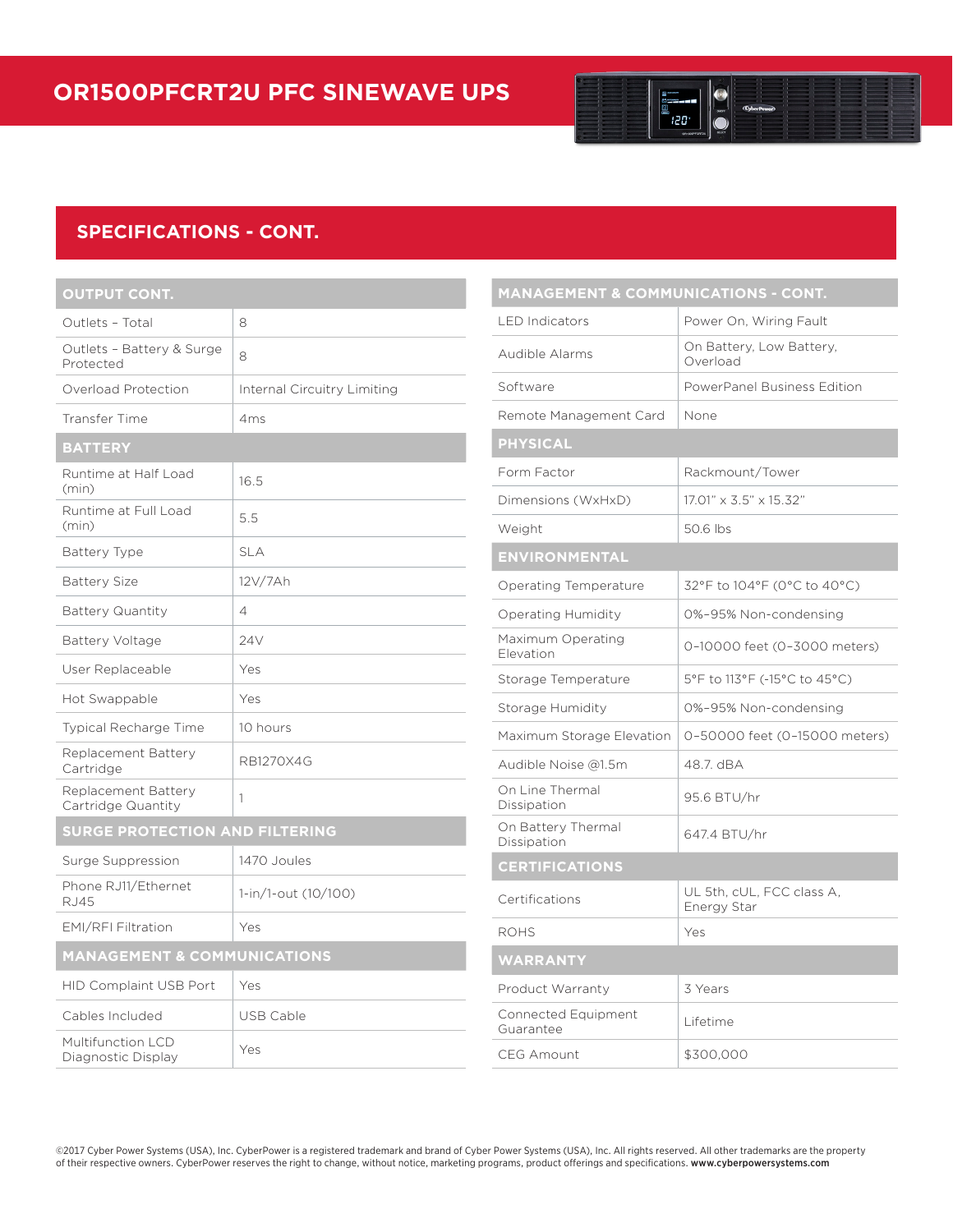# OR1500PFCRT2U PFC SINEWAVE UPS

## SPECIFICATIONS - CONT.

| OUTPUT CONT. | |
|---|---|
| Outlets – Total | 8 |
| Outlets – Battery & Surge Protected | 8 |
| Overload Protection | Internal Circuitry Limiting |
| Transfer Time | 4ms |
| **BATTERY** | |
| Runtime at Half Load (min) | 16.5 |
| Runtime at Full Load (min) | 5.5 |
| Battery Type | SLA |
| Battery Size | 12V/7Ah |
| Battery Quantity | 4 |
| Battery Voltage | 24V |
| User Replaceable | Yes |
| Hot Swappable | Yes |
| Typical Recharge Time | 10 hours |
| Replacement Battery Cartridge | RB1270X4G |
| Replacement Battery Cartridge Quantity | 1 |
| **SURGE PROTECTION AND FILTERING** | |
| Surge Suppression | 1470 Joules |
| Phone RJ11/Ethernet RJ45 | 1-in/1-out (10/100) |
| EMI/RFI Filtration | Yes |
| **MANAGEMENT & COMMUNICATIONS** | |
| HID Complaint USB Port | Yes |
| Cables Included | USB Cable |
| Multifunction LCD Diagnostic Display | Yes |

| MANAGEMENT & COMMUNICATIONS - CONT. | |
|---|---|
| LED Indicators | Power On, Wiring Fault |
| Audible Alarms | On Battery, Low Battery, Overload |
| Software | PowerPanel Business Edition |
| Remote Management Card | None |
| **PHYSICAL** | |
| Form Factor | Rackmount/Tower |
| Dimensions (WxHxD) | 17.01" x 3.5" x 15.32" |
| Weight | 50.6 lbs |
| **ENVIRONMENTAL** | |
| Operating Temperature | 32°F to 104°F (0°C to 40°C) |
| Operating Humidity | 0%–95% Non-condensing |
| Maximum Operating Elevation | 0–10000 feet (0–3000 meters) |
| Storage Temperature | 5°F to 113°F (-15°C to 45°C) |
| Storage Humidity | 0%–95% Non-condensing |
| Maximum Storage Elevation | 0–50000 feet (0–15000 meters) |
| Audible Noise @1.5m | 48.7. dBA |
| On Line Thermal Dissipation | 95.6 BTU/hr |
| On Battery Thermal Dissipation | 647.4 BTU/hr |
| **CERTIFICATIONS** | |
| Certifications | UL 5th, cUL, FCC class A, Energy Star |
| ROHS | Yes |
| **WARRANTY** | |
| Product Warranty | 3 Years |
| Connected Equipment Guarantee | Lifetime |
| CEG Amount | $300,000 |

©2017 Cyber Power Systems (USA), Inc. CyberPower is a registered trademark and brand of Cyber Power Systems (USA), Inc. All rights reserved. All other trademarks are the property of their respective owners. CyberPower reserves the right to change, without notice, marketing programs, product offerings and specifications. **www.cyberpowersystems.com**